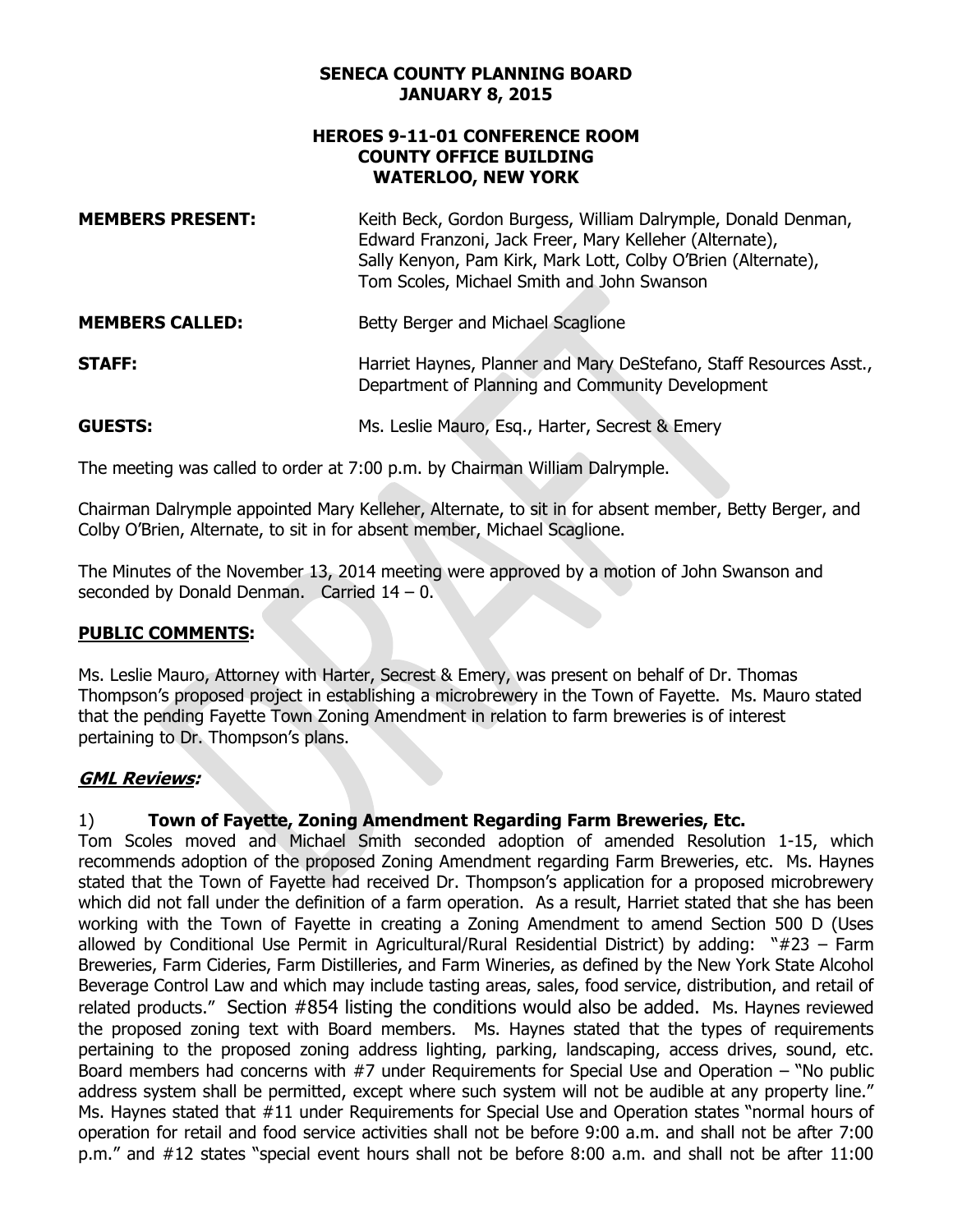**SENECA COUNTY PLANNING BOARD**
**JANUARY 8, 2015**

**HEROES 9-11-01 CONFERENCE ROOM**
**COUNTY OFFICE BUILDING**
**WATERLOO, NEW YORK**

**MEMBERS PRESENT:** Keith Beck, Gordon Burgess, William Dalrymple, Donald Denman, Edward Franzoni, Jack Freer, Mary Kelleher (Alternate), Sally Kenyon, Pam Kirk, Mark Lott, Colby O'Brien (Alternate), Tom Scoles, Michael Smith and John Swanson

**MEMBERS CALLED:** Betty Berger and Michael Scaglione

**STAFF:** Harriet Haynes, Planner and Mary DeStefano, Staff Resources Asst., Department of Planning and Community Development

**GUESTS:** Ms. Leslie Mauro, Esq., Harter, Secrest & Emery

The meeting was called to order at 7:00 p.m. by Chairman William Dalrymple.

Chairman Dalrymple appointed Mary Kelleher, Alternate, to sit in for absent member, Betty Berger, and Colby O'Brien, Alternate, to sit in for absent member, Michael Scaglione.

The Minutes of the November 13, 2014 meeting were approved by a motion of John Swanson and seconded by Donald Denman. Carried 14 – 0.

**PUBLIC COMMENTS:**

Ms. Leslie Mauro, Attorney with Harter, Secrest & Emery, was present on behalf of Dr. Thomas Thompson's proposed project in establishing a microbrewery in the Town of Fayette. Ms. Mauro stated that the pending Fayette Town Zoning Amendment in relation to farm breweries is of interest pertaining to Dr. Thompson's plans.

***GML Reviews:***

1) **Town of Fayette, Zoning Amendment Regarding Farm Breweries, Etc.**

Tom Scoles moved and Michael Smith seconded adoption of amended Resolution 1-15, which recommends adoption of the proposed Zoning Amendment regarding Farm Breweries, etc. Ms. Haynes stated that the Town of Fayette had received Dr. Thompson's application for a proposed microbrewery which did not fall under the definition of a farm operation. As a result, Harriet stated that she has been working with the Town of Fayette in creating a Zoning Amendment to amend Section 500 D (Uses allowed by Conditional Use Permit in Agricultural/Rural Residential District) by adding: "#23 – Farm Breweries, Farm Cideries, Farm Distilleries, and Farm Wineries, as defined by the New York State Alcohol Beverage Control Law and which may include tasting areas, sales, food service, distribution, and retail of related products." Section #854 listing the conditions would also be added. Ms. Haynes reviewed the proposed zoning text with Board members. Ms. Haynes stated that the types of requirements pertaining to the proposed zoning address lighting, parking, landscaping, access drives, sound, etc. Board members had concerns with #7 under Requirements for Special Use and Operation – "No public address system shall be permitted, except where such system will not be audible at any property line." Ms. Haynes stated that #11 under Requirements for Special Use and Operation states "normal hours of operation for retail and food service activities shall not be before 9:00 a.m. and shall not be after 7:00 p.m." and #12 states "special event hours shall not be before 8:00 a.m. and shall not be after 11:00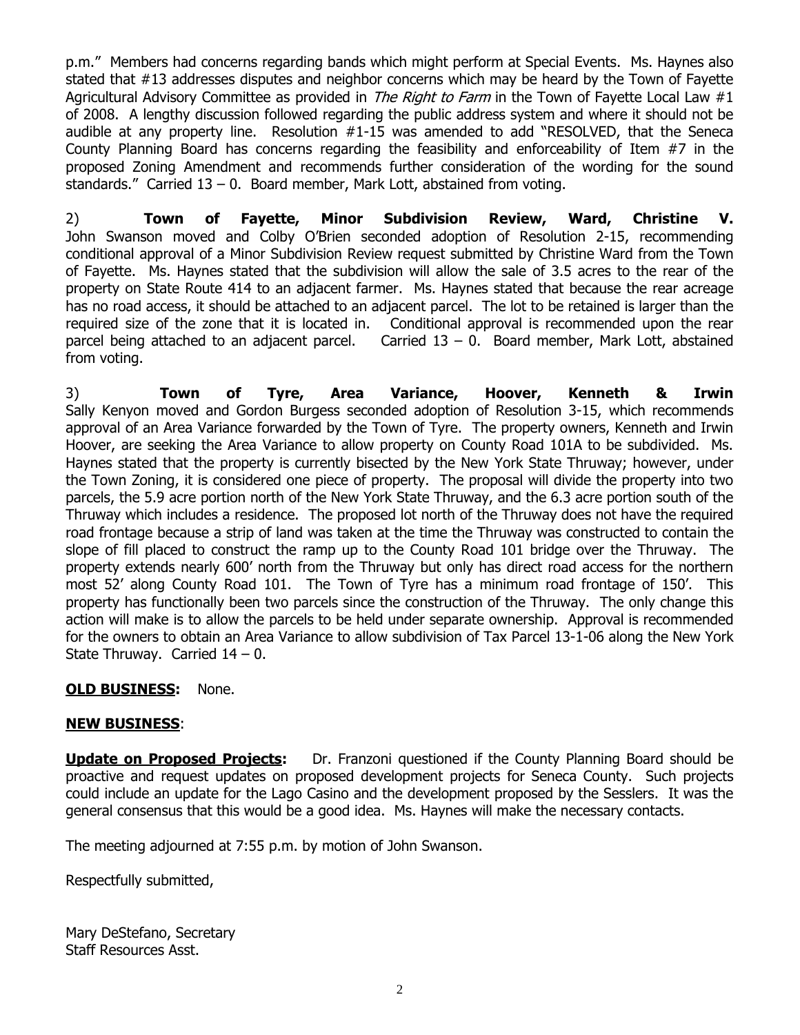p.m." Members had concerns regarding bands which might perform at Special Events. Ms. Haynes also stated that #13 addresses disputes and neighbor concerns which may be heard by the Town of Fayette Agricultural Advisory Committee as provided in *The Right to Farm* in the Town of Fayette Local Law #1 of 2008. A lengthy discussion followed regarding the public address system and where it should not be audible at any property line. Resolution #1-15 was amended to add "RESOLVED, that the Seneca County Planning Board has concerns regarding the feasibility and enforceability of Item #7 in the proposed Zoning Amendment and recommends further consideration of the wording for the sound standards." Carried 13 – 0. Board member, Mark Lott, abstained from voting.

2) **Town of Fayette, Minor Subdivision Review, Ward, Christine V.** John Swanson moved and Colby O'Brien seconded adoption of Resolution 2-15, recommending conditional approval of a Minor Subdivision Review request submitted by Christine Ward from the Town of Fayette. Ms. Haynes stated that the subdivision will allow the sale of 3.5 acres to the rear of the property on State Route 414 to an adjacent farmer. Ms. Haynes stated that because the rear acreage has no road access, it should be attached to an adjacent parcel. The lot to be retained is larger than the required size of the zone that it is located in. Conditional approval is recommended upon the rear parcel being attached to an adjacent parcel. Carried 13 – 0. Board member, Mark Lott, abstained from voting.

3) **Town of Tyre, Area Variance, Hoover, Kenneth & Irwin** Sally Kenyon moved and Gordon Burgess seconded adoption of Resolution 3-15, which recommends approval of an Area Variance forwarded by the Town of Tyre. The property owners, Kenneth and Irwin Hoover, are seeking the Area Variance to allow property on County Road 101A to be subdivided. Ms. Haynes stated that the property is currently bisected by the New York State Thruway; however, under the Town Zoning, it is considered one piece of property. The proposal will divide the property into two parcels, the 5.9 acre portion north of the New York State Thruway, and the 6.3 acre portion south of the Thruway which includes a residence. The proposed lot north of the Thruway does not have the required road frontage because a strip of land was taken at the time the Thruway was constructed to contain the slope of fill placed to construct the ramp up to the County Road 101 bridge over the Thruway. The property extends nearly 600' north from the Thruway but only has direct road access for the northern most 52' along County Road 101. The Town of Tyre has a minimum road frontage of 150'. This property has functionally been two parcels since the construction of the Thruway. The only change this action will make is to allow the parcels to be held under separate ownership. Approval is recommended for the owners to obtain an Area Variance to allow subdivision of Tax Parcel 13-1-06 along the New York State Thruway. Carried 14 – 0.

**OLD BUSINESS:** None.

**NEW BUSINESS**:

**Update on Proposed Projects:** Dr. Franzoni questioned if the County Planning Board should be proactive and request updates on proposed development projects for Seneca County. Such projects could include an update for the Lago Casino and the development proposed by the Sesslers. It was the general consensus that this would be a good idea. Ms. Haynes will make the necessary contacts.

The meeting adjourned at 7:55 p.m. by motion of John Swanson.

Respectfully submitted,

Mary DeStefano, Secretary
Staff Resources Asst.